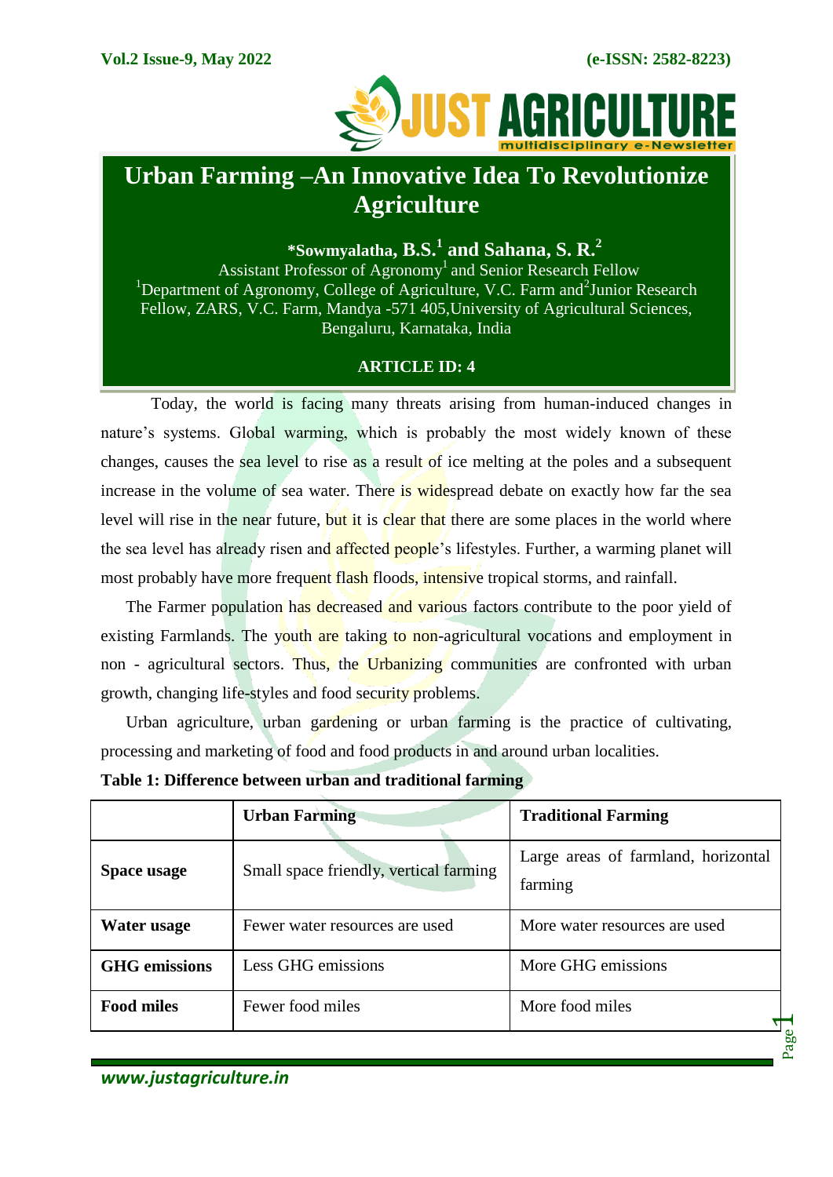# Urban Farming –An Innovative Idea To Revolutionize Agriculture

**\*Sowmyalatha, B.S.[1] and Sahana, S. R.[2]**

Assistant Professor of Agronomy[1] and Senior Research Fellow
[1]Department of Agronomy, College of Agriculture, V.C. Farm and[2]Junior Research Fellow, ZARS, V.C. Farm, Mandya -571 405,University of Agricultural Sciences, Bengaluru, Karnataka, India

**ARTICLE ID: 4**

Today, the world is facing many threats arising from human-induced changes in nature's systems. Global warming, which is probably the most widely known of these changes, causes the sea level to rise as a result of ice melting at the poles and a subsequent increase in the volume of sea water. There is widespread debate on exactly how far the sea level will rise in the near future, but it is clear that there are some places in the world where the sea level has already risen and affected people's lifestyles. Further, a warming planet will most probably have more frequent flash floods, intensive tropical storms, and rainfall.

The Farmer population has decreased and various factors contribute to the poor yield of existing Farmlands. The youth are taking to non-agricultural vocations and employment in non - agricultural sectors. Thus, the Urbanizing communities are confronted with urban growth, changing life-styles and food security problems.

Urban agriculture, urban gardening or urban farming is the practice of cultivating, processing and marketing of food and food products in and around urban localities.

**Table 1: Difference between urban and traditional farming**

| | **Urban Farming** | **Traditional Farming** |
|---|---|---|
| **Space usage** | Small space friendly, vertical farming | Large areas of farmland, horizontal farming |
| **Water usage** | Fewer water resources are used | More water resources are used |
| **GHG emissions** | Less GHG emissions | More GHG emissions |
| **Food miles** | Fewer food miles | More food miles |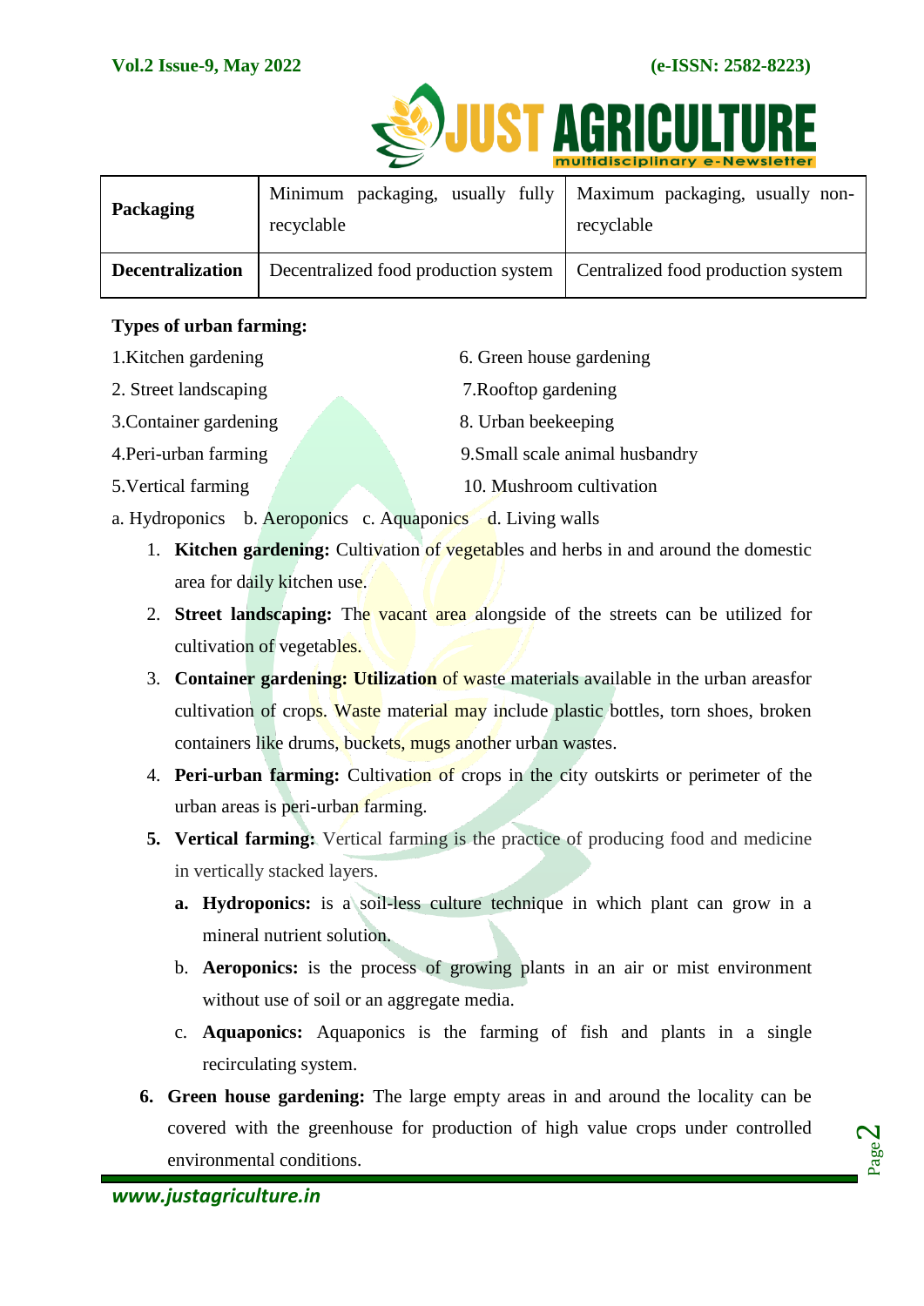| Packaging | Minimum packaging, usually fully recyclable | Maximum packaging, usually non-recyclable |
|---|---|---|
| **Decentralization** | Decentralized food production system | Centralized food production system |

**Types of urban farming:**

1.Kitchen gardening
2. Street landscaping
3.Container gardening
4.Peri-urban farming
5.Vertical farming
6. Green house gardening
7.Rooftop gardening
8. Urban beekeeping
9.Small scale animal husbandry
10. Mushroom cultivation

a. Hydroponics b. Aeroponics c. Aquaponics d. Living walls

1. **Kitchen gardening:** Cultivation of vegetables and herbs in and around the domestic area for daily kitchen use.
2. **Street landscaping:** The vacant area alongside of the streets can be utilized for cultivation of vegetables.
3. **Container gardening: Utilization** of waste materials available in the urban areasfor cultivation of crops. Waste material may include plastic bottles, torn shoes, broken containers like drums, buckets, mugs another urban wastes.
4. **Peri-urban farming:** Cultivation of crops in the city outskirts or perimeter of the urban areas is peri-urban farming.
5. **Vertical farming:** Vertical farming is the practice of producing food and medicine in vertically stacked layers.
   a. **Hydroponics:** is a soil-less culture technique in which plant can grow in a mineral nutrient solution.
   b. **Aeroponics:** is the process of growing plants in an air or mist environment without use of soil or an aggregate media.
   c. **Aquaponics:** Aquaponics is the farming of fish and plants in a single recirculating system.
6. **Green house gardening:** The large empty areas in and around the locality can be covered with the greenhouse for production of high value crops under controlled environmental conditions.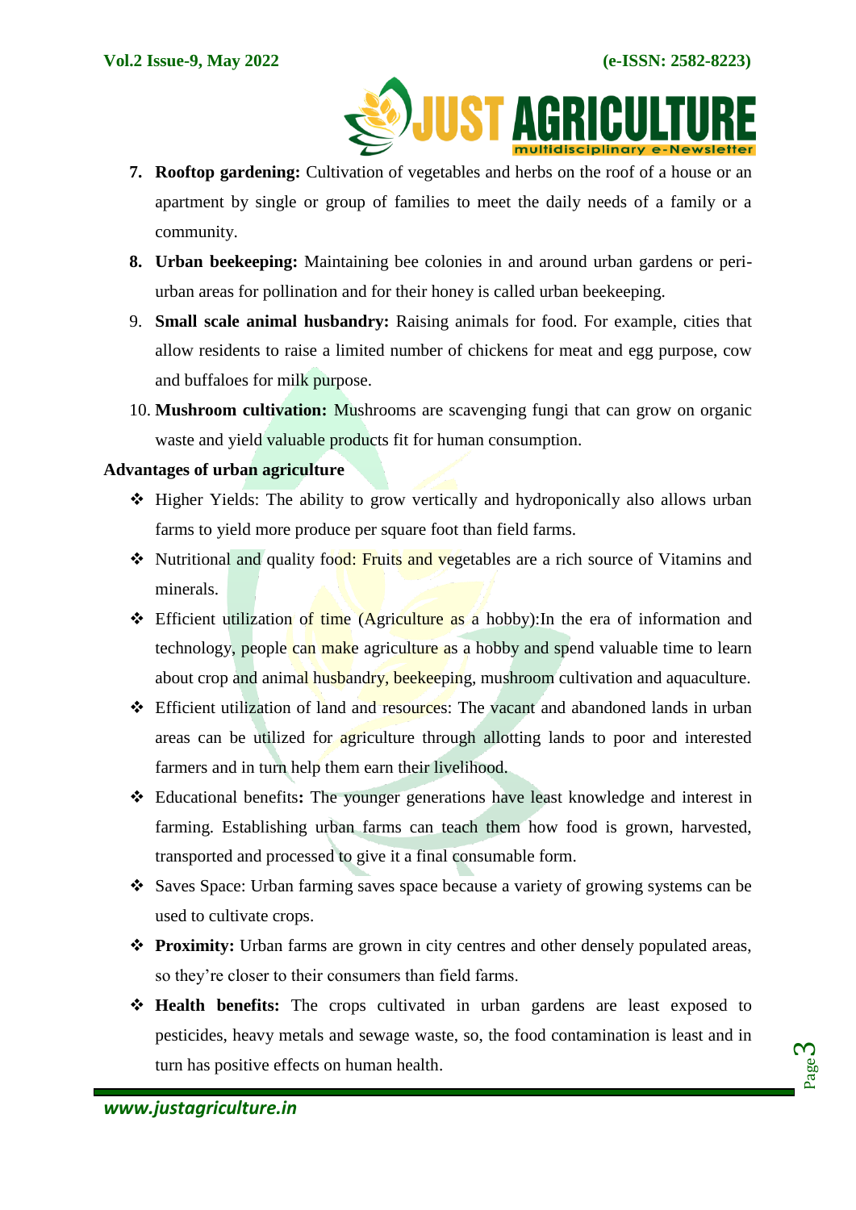7. **Rooftop gardening:** Cultivation of vegetables and herbs on the roof of a house or an apartment by single or group of families to meet the daily needs of a family or a community.
8. **Urban beekeeping:** Maintaining bee colonies in and around urban gardens or peri-urban areas for pollination and for their honey is called urban beekeeping.
9. **Small scale animal husbandry:** Raising animals for food. For example, cities that allow residents to raise a limited number of chickens for meat and egg purpose, cow and buffaloes for milk purpose.
10. **Mushroom cultivation:** Mushrooms are scavenging fungi that can grow on organic waste and yield valuable products fit for human consumption.

**Advantages of urban agriculture**

- Higher Yields: The ability to grow vertically and hydroponically also allows urban farms to yield more produce per square foot than field farms.
- Nutritional and quality food: Fruits and vegetables are a rich source of Vitamins and minerals.
- Efficient utilization of time (Agriculture as a hobby):In the era of information and technology, people can make agriculture as a hobby and spend valuable time to learn about crop and animal husbandry, beekeeping, mushroom cultivation and aquaculture.
- Efficient utilization of land and resources: The vacant and abandoned lands in urban areas can be utilized for agriculture through allotting lands to poor and interested farmers and in turn help them earn their livelihood.
- Educational benefits**:** The younger generations have least knowledge and interest in farming. Establishing urban farms can teach them how food is grown, harvested, transported and processed to give it a final consumable form.
- Saves Space: Urban farming saves space because a variety of growing systems can be used to cultivate crops.
- **Proximity:** Urban farms are grown in city centres and other densely populated areas, so they're closer to their consumers than field farms.
- **Health benefits:** The crops cultivated in urban gardens are least exposed to pesticides, heavy metals and sewage waste, so, the food contamination is least and in turn has positive effects on human health.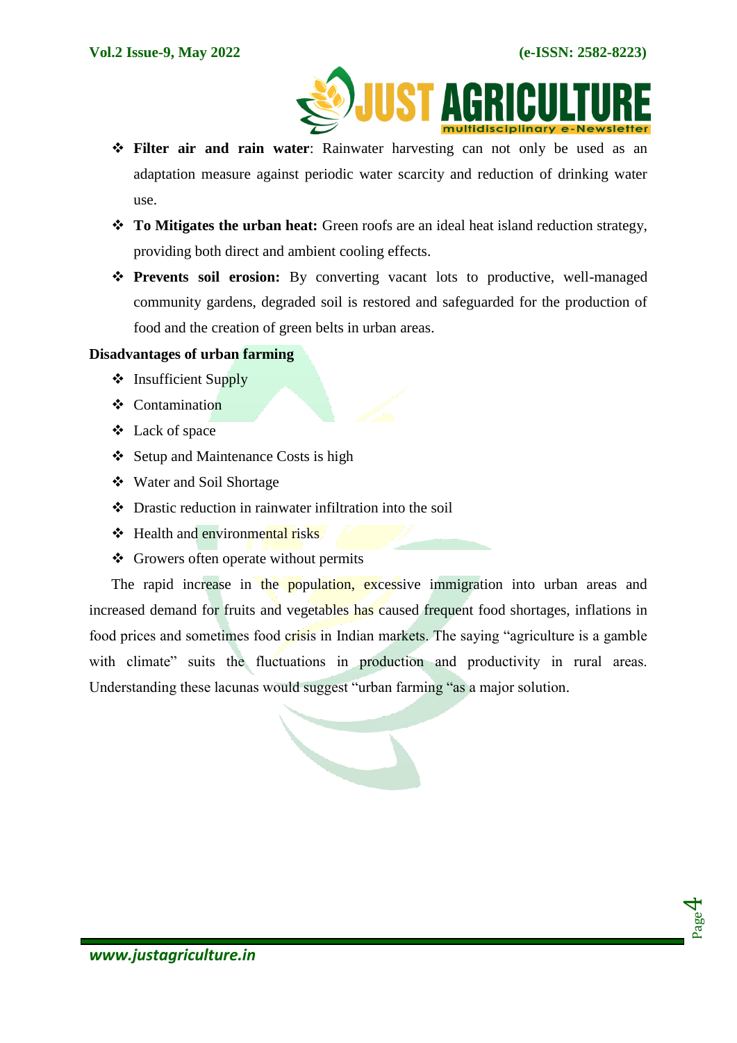- **Filter air and rain water**: Rainwater harvesting can not only be used as an adaptation measure against periodic water scarcity and reduction of drinking water use.
- **To Mitigates the urban heat:** Green roofs are an ideal heat island reduction strategy, providing both direct and ambient cooling effects.
- **Prevents soil erosion:** By converting vacant lots to productive, well-managed community gardens, degraded soil is restored and safeguarded for the production of food and the creation of green belts in urban areas.

**Disadvantages of urban farming**

- Insufficient Supply
- Contamination
- Lack of space
- Setup and Maintenance Costs is high
- Water and Soil Shortage
- Drastic reduction in rainwater infiltration into the soil
- Health and environmental risks
- Growers often operate without permits

The rapid increase in the population, excessive immigration into urban areas and increased demand for fruits and vegetables has caused frequent food shortages, inflations in food prices and sometimes food crisis in Indian markets. The saying "agriculture is a gamble with climate" suits the fluctuations in production and productivity in rural areas. Understanding these lacunas would suggest "urban farming "as a major solution.